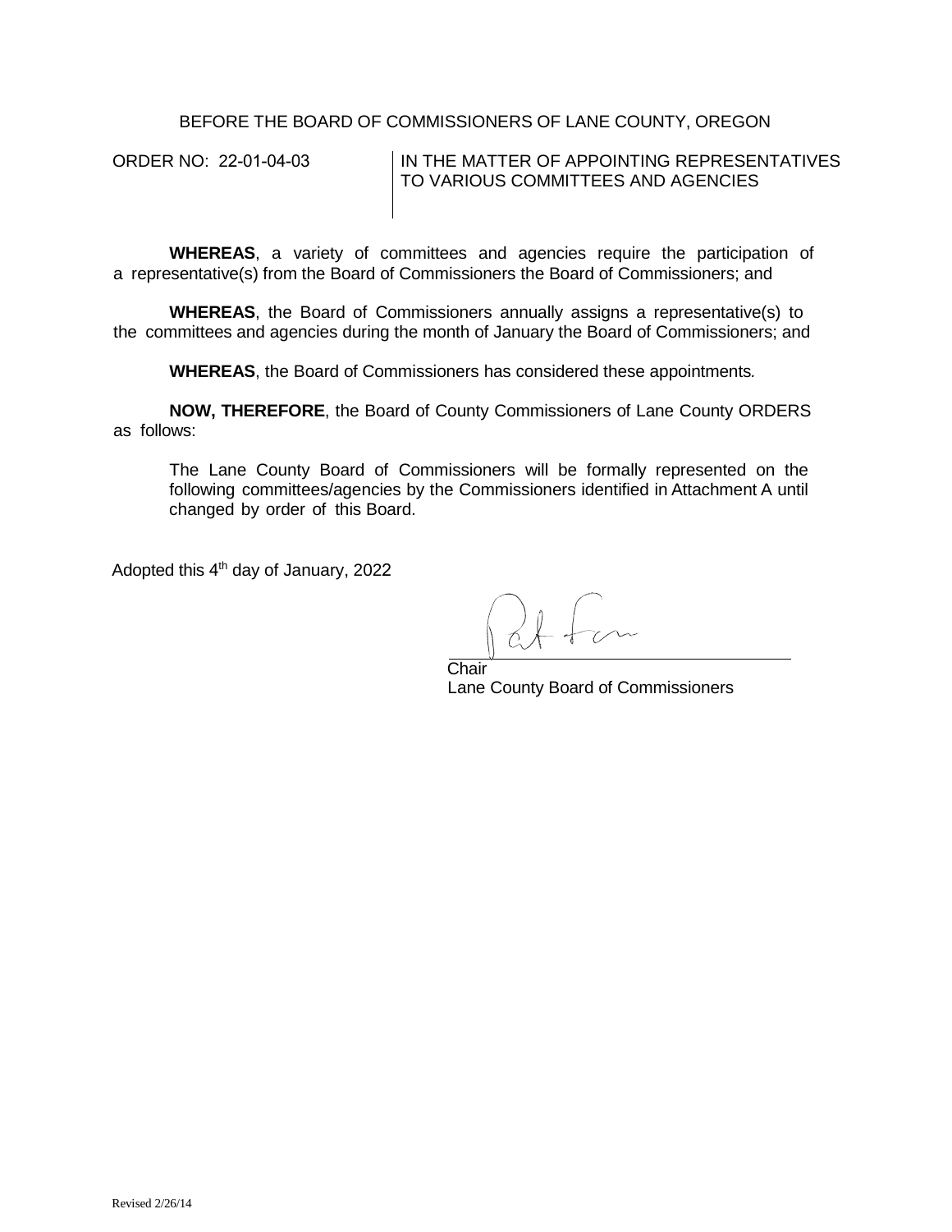BEFORE THE BOARD OF COMMISSIONERS OF LANE COUNTY, OREGON

| ORDER NO: 22-01-04-03 | IN THE MATTER OF APPOINTING REPRESENTATIVES TO VARIOUS COMMITTEES AND AGENCIES |
|---|---|

**WHEREAS**, a variety of committees and agencies require the participation of a representative(s) from the Board of Commissioners the Board of Commissioners; and

**WHEREAS**, the Board of Commissioners annually assigns a representative(s) to the committees and agencies during the month of January the Board of Commissioners; and

**WHEREAS**, the Board of Commissioners has considered these appointments.

**NOW, THEREFORE**, the Board of County Commissioners of Lane County ORDERS as follows:

> The Lane County Board of Commissioners will be formally represented on the following committees/agencies by the Commissioners identified in Attachment A until changed by order of this Board.

Adopted this 4th day of January, 2022

Chair
Lane County Board of Commissioners

Revised 2/26/14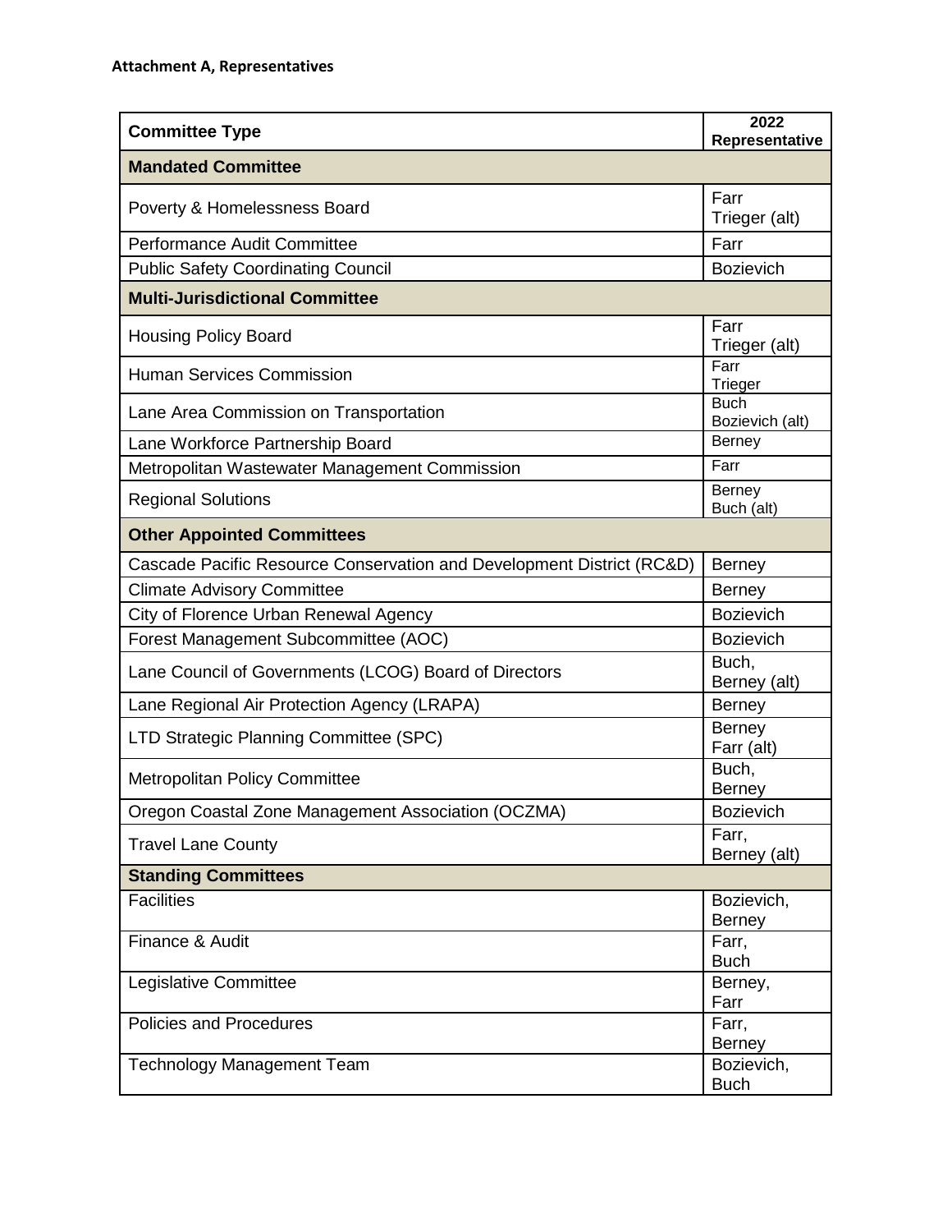**Attachment A, Representatives**

| Committee Type | 2022 Representative |
|---|---|
| **Mandated Committee** | |
| Poverty & Homelessness Board | Farr<br>Trieger (alt) |
| Performance Audit Committee | Farr |
| Public Safety Coordinating Council | Bozievich |
| **Multi-Jurisdictional Committee** | |
| Housing Policy Board | Farr<br>Trieger (alt) |
| Human Services Commission | Farr<br>Trieger |
| Lane Area Commission on Transportation | Buch<br>Bozievich (alt) |
| Lane Workforce Partnership Board | Berney |
| Metropolitan Wastewater Management Commission | Farr |
| Regional Solutions | Berney<br>Buch (alt) |
| **Other Appointed Committees** | |
| Cascade Pacific Resource Conservation and Development District (RC&D) | Berney |
| Climate Advisory Committee | Berney |
| City of Florence Urban Renewal Agency | Bozievich |
| Forest Management Subcommittee (AOC) | Bozievich |
| Lane Council of Governments (LCOG) Board of Directors | Buch,<br>Berney (alt) |
| Lane Regional Air Protection Agency (LRAPA) | Berney |
| LTD Strategic Planning Committee (SPC) | Berney<br>Farr (alt) |
| Metropolitan Policy Committee | Buch,<br>Berney |
| Oregon Coastal Zone Management Association (OCZMA) | Bozievich |
| Travel Lane County | Farr,<br>Berney (alt) |
| **Standing Committees** | |
| Facilities | Bozievich,<br>Berney |
| Finance & Audit | Farr,<br>Buch |
| Legislative Committee | Berney,<br>Farr |
| Policies and Procedures | Farr,<br>Berney |
| Technology Management Team | Bozievich,<br>Buch |